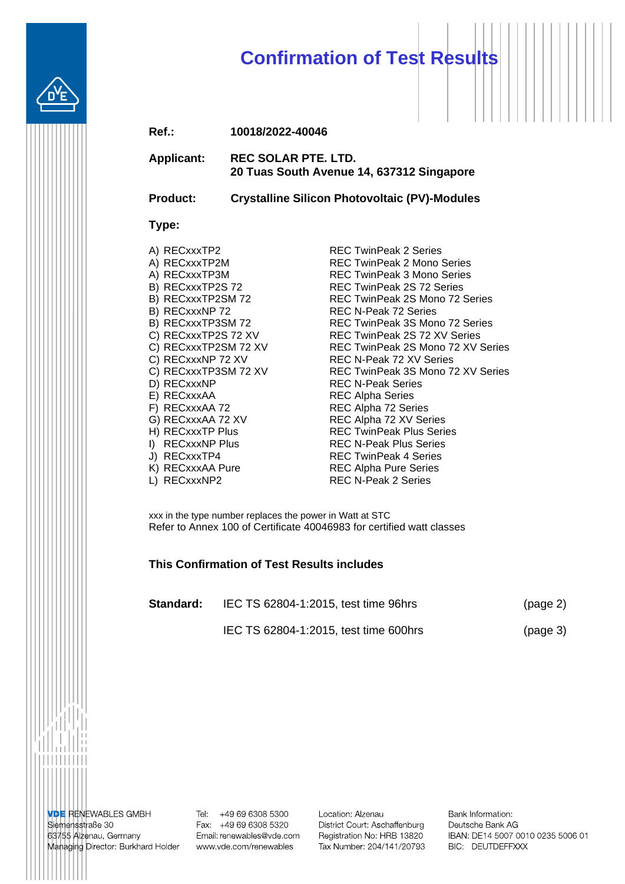# Confirmation of Test Results

**Ref.:** 10018/2022-40046

**Applicant:** REC SOLAR PTE. LTD.
20 Tuas South Avenue 14, 637312 Singapore

**Product:** Crystalline Silicon Photovoltaic (PV)-Modules

**Type:**

| | |
|---|---|
| A) RECxxxTP2 | REC TwinPeak 2 Series |
| A) RECxxxTP2M | REC TwinPeak 2 Mono Series |
| A) RECxxxTP3M | REC TwinPeak 3 Mono Series |
| B) RECxxxTP2S 72 | REC TwinPeak 2S 72 Series |
| B) RECxxxTP2SM 72 | REC TwinPeak 2S Mono 72 Series |
| B) RECxxxNP 72 | REC N-Peak 72 Series |
| B) RECxxxTP3SM 72 | REC TwinPeak 3S Mono 72 Series |
| C) RECxxxTP2S 72 XV | REC TwinPeak 2S 72 XV Series |
| C) RECxxxTP2SM 72 XV | REC TwinPeak 2S Mono 72 XV Series |
| C) RECxxxNP 72 XV | REC N-Peak 72 XV Series |
| C) RECxxxTP3SM 72 XV | REC TwinPeak 3S Mono 72 XV Series |
| D) RECxxxNP | REC N-Peak Series |
| E) RECxxxAA | REC Alpha Series |
| F) RECxxxAA 72 | REC Alpha 72 Series |
| G) RECxxxAA 72 XV | REC Alpha 72 XV Series |
| H) RECxxxTP Plus | REC TwinPeak Plus Series |
| I) RECxxxNP Plus | REC N-Peak Plus Series |
| J) RECxxxTP4 | REC TwinPeak 4 Series |
| K) RECxxxAA Pure | REC Alpha Pure Series |
| L) RECxxxNP2 | REC N-Peak 2 Series |

xxx in the type number replaces the power in Watt at STC
Refer to Annex 100 of Certificate 40046983 for certified watt classes

**This Confirmation of Test Results includes**

| | | |
|---|---|---|
| **Standard:** | IEC TS 62804-1:2015, test time 96hrs | (page 2) |
| | IEC TS 62804-1:2015, test time 600hrs | (page 3) |

VDE RENEWABLES GMBH
Siemensstraße 30
63755 Alzenau, Germany
Managing Director: Burkhard Holder

Tel: +49 69 6308 5300
Fax: +49 69 6308 5320
Email: renewables@vde.com
www.vde.com/renewables

Location: Alzenau
District Court: Aschaffenburg
Registration No: HRB 13820
Tax Number: 204/141/20793

Bank Information:
Deutsche Bank AG
IBAN: DE14 5007 0010 0235 5006 01
BIC: DEUTDEFFXXX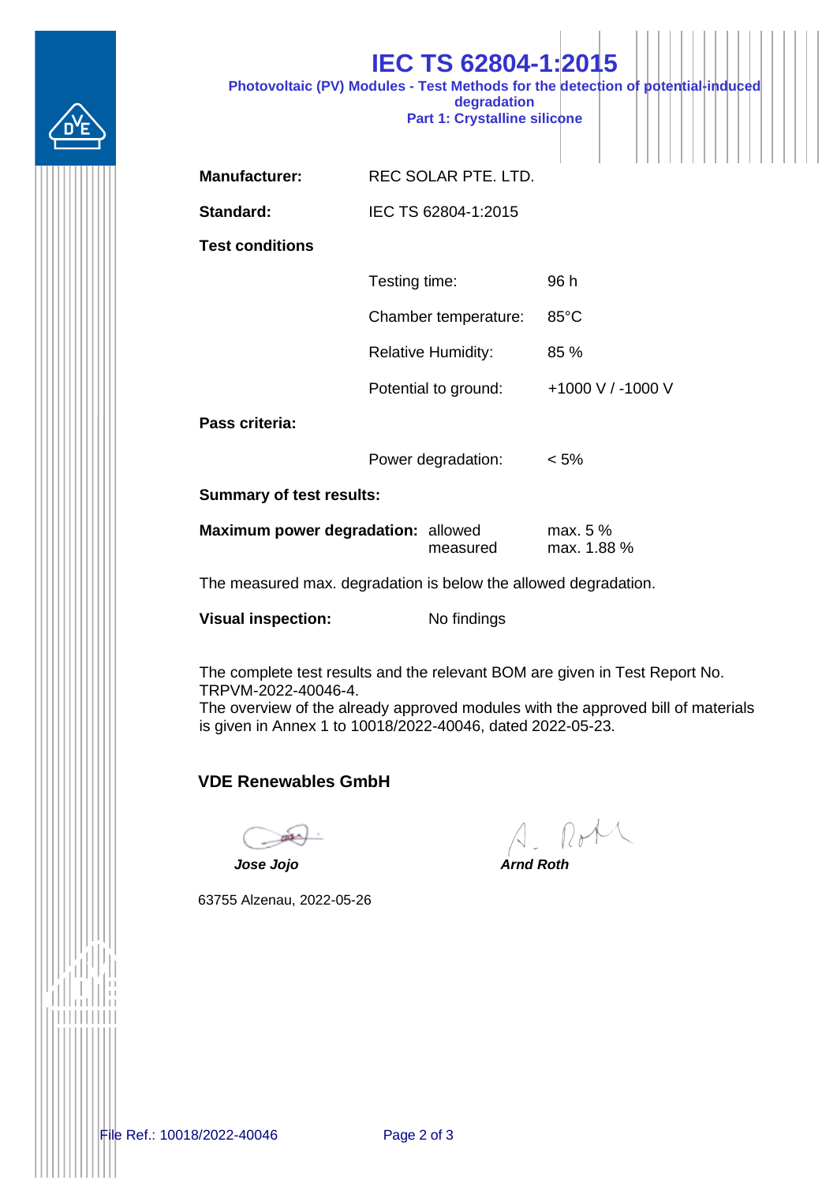# IEC TS 62804-1:2015

**Photovoltaic (PV) Modules - Test Methods for the detection of potential-induced degradation**
**Part 1: Crystalline silicone**

| | | |
|---|---|---|
| **Manufacturer:** | REC SOLAR PTE. LTD. | |
| **Standard:** | IEC TS 62804-1:2015 | |
| **Test conditions** | | |
| | Testing time: | 96 h |
| | Chamber temperature: | 85°C |
| | Relative Humidity: | 85 % |
| | Potential to ground: | +1000 V / -1000 V |
| **Pass criteria:** | | |
| | Power degradation: | < 5% |

**Summary of test results:**

| | | |
|---|---|---|
| **Maximum power degradation:** | allowed | max. 5 % |
| | measured | max. 1.88 % |

The measured max. degradation is below the allowed degradation.

**Visual inspection:** No findings

The complete test results and the relevant BOM are given in Test Report No. TRPVM-2022-40046-4.
The overview of the already approved modules with the approved bill of materials is given in Annex 1 to 10018/2022-40046, dated 2022-05-23.

**VDE Renewables GmbH**

| | |
|---|---|
| ***Jose Jojo*** | ***Arnd Roth*** |

63755 Alzenau, 2022-05-26

File Ref.: 10018/2022-40046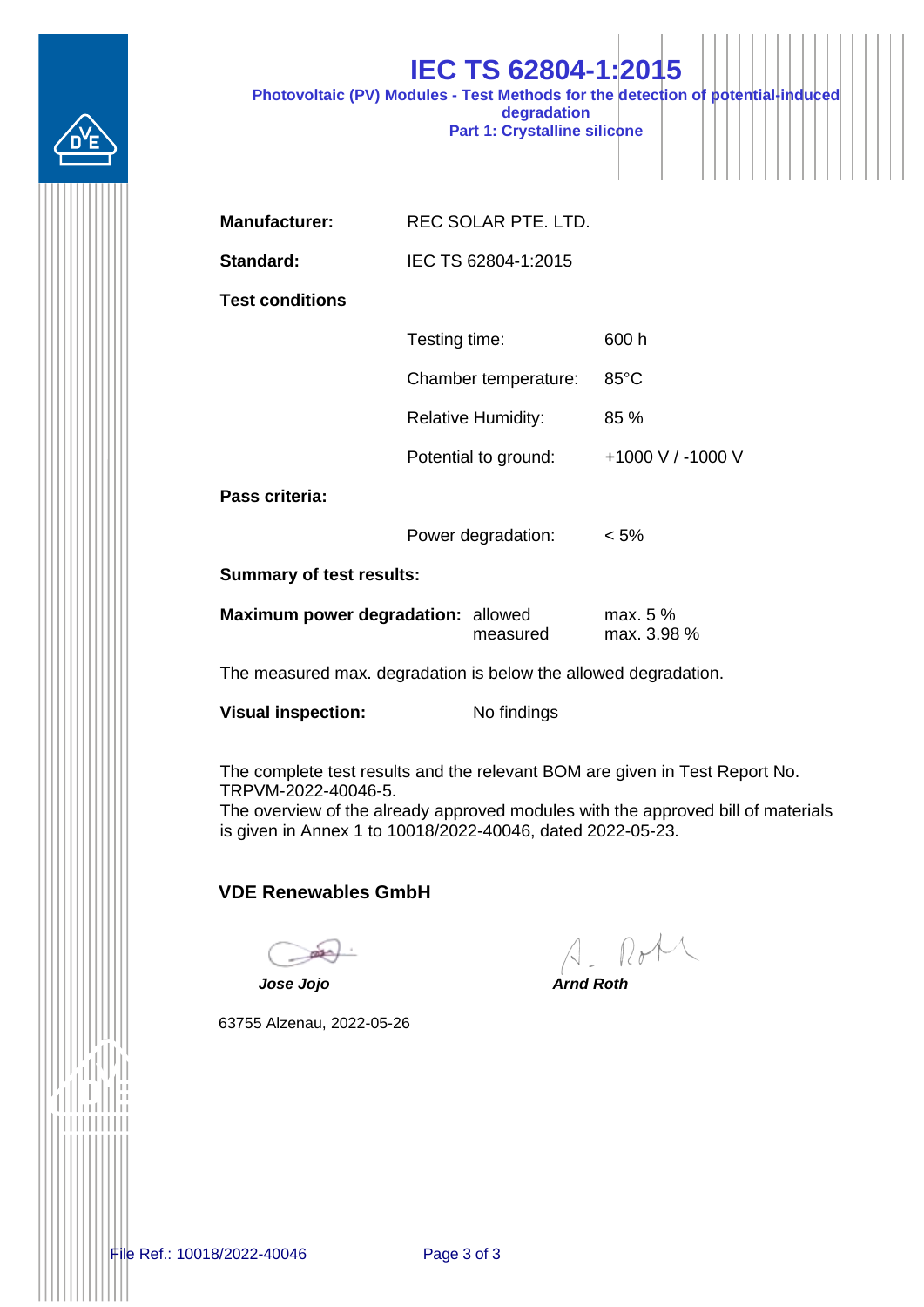# IEC TS 62804-1:2015

**Photovoltaic (PV) Modules - Test Methods for the detection of potential-induced degradation**
**Part 1: Crystalline silicone**

| | | |
|---|---|---|
| **Manufacturer:** | REC SOLAR PTE. LTD. | |
| **Standard:** | IEC TS 62804-1:2015 | |
| **Test conditions** | | |
| | Testing time: | 600 h |
| | Chamber temperature: | 85°C |
| | Relative Humidity: | 85 % |
| | Potential to ground: | +1000 V / -1000 V |
| **Pass criteria:** | | |
| | Power degradation: | < 5% |

**Summary of test results:**

| | | |
|---|---|---|
| **Maximum power degradation:** | allowed | max. 5 % |
| | measured | max. 3.98 % |

The measured max. degradation is below the allowed degradation.

**Visual inspection:** No findings

The complete test results and the relevant BOM are given in Test Report No. TRPVM-2022-40046-5.
The overview of the already approved modules with the approved bill of materials is given in Annex 1 to 10018/2022-40046, dated 2022-05-23.

**VDE Renewables GmbH**

| | |
|---|---|
| ***Jose Jojo*** | ***Arnd Roth*** |

63755 Alzenau, 2022-05-26

File Ref.: 10018/2022-40046